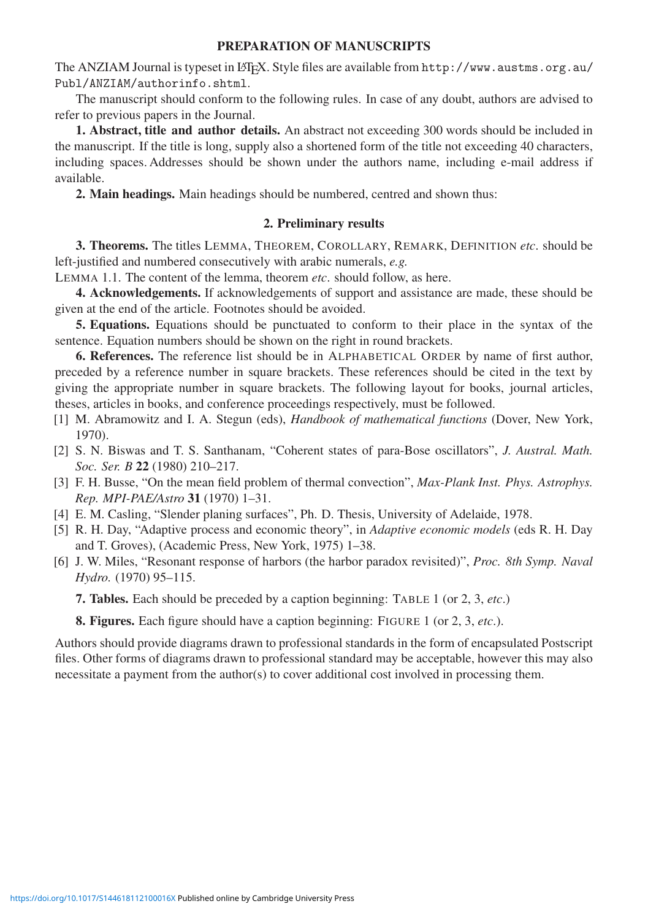## PREPARATION OF MANUSCRIPTS

The ANZIAM Journal is typeset in LaTeX. Style files are available from `http://www.austms.org.au/Publ/ANZIAM/authorinfo.shtml`.

The manuscript should conform to the following rules. In case of any doubt, authors are advised to refer to previous papers in the Journal.

**1. Abstract, title and author details.** An abstract not exceeding 300 words should be included in the manuscript. If the title is long, supply also a shortened form of the title not exceeding 40 characters, including spaces. Addresses should be shown under the authors name, including e-mail address if available.

**2. Main headings.** Main headings should be numbered, centred and shown thus:

**2. Preliminary results**

**3. Theorems.** The titles LEMMA, THEOREM, COROLLARY, REMARK, DEFINITION *etc.* should be left-justified and numbered consecutively with arabic numerals, *e.g.*

LEMMA 1.1. The content of the lemma, theorem *etc.* should follow, as here.

**4. Acknowledgements.** If acknowledgements of support and assistance are made, these should be given at the end of the article. Footnotes should be avoided.

**5. Equations.** Equations should be punctuated to conform to their place in the syntax of the sentence. Equation numbers should be shown on the right in round brackets.

**6. References.** The reference list should be in ALPHABETICAL ORDER by name of first author, preceded by a reference number in square brackets. These references should be cited in the text by giving the appropriate number in square brackets. The following layout for books, journal articles, theses, articles in books, and conference proceedings respectively, must be followed.

[1] M. Abramowitz and I. A. Stegun (eds), *Handbook of mathematical functions* (Dover, New York, 1970).

[2] S. N. Biswas and T. S. Santhanam, "Coherent states of para-Bose oscillators", *J. Austral. Math. Soc. Ser. B* **22** (1980) 210–217.

[3] F. H. Busse, "On the mean field problem of thermal convection", *Max-Plank Inst. Phys. Astrophys. Rep. MPI-PAE/Astro* **31** (1970) 1–31.

[4] E. M. Casling, "Slender planing surfaces", Ph. D. Thesis, University of Adelaide, 1978.

[5] R. H. Day, "Adaptive process and economic theory", in *Adaptive economic models* (eds R. H. Day and T. Groves), (Academic Press, New York, 1975) 1–38.

[6] J. W. Miles, "Resonant response of harbors (the harbor paradox revisited)", *Proc. 8th Symp. Naval Hydro.* (1970) 95–115.

**7. Tables.** Each should be preceded by a caption beginning: TABLE 1 (or 2, 3, *etc.*)

**8. Figures.** Each figure should have a caption beginning: FIGURE 1 (or 2, 3, *etc.*).

Authors should provide diagrams drawn to professional standards in the form of encapsulated Postscript files. Other forms of diagrams drawn to professional standard may be acceptable, however this may also necessitate a payment from the author(s) to cover additional cost involved in processing them.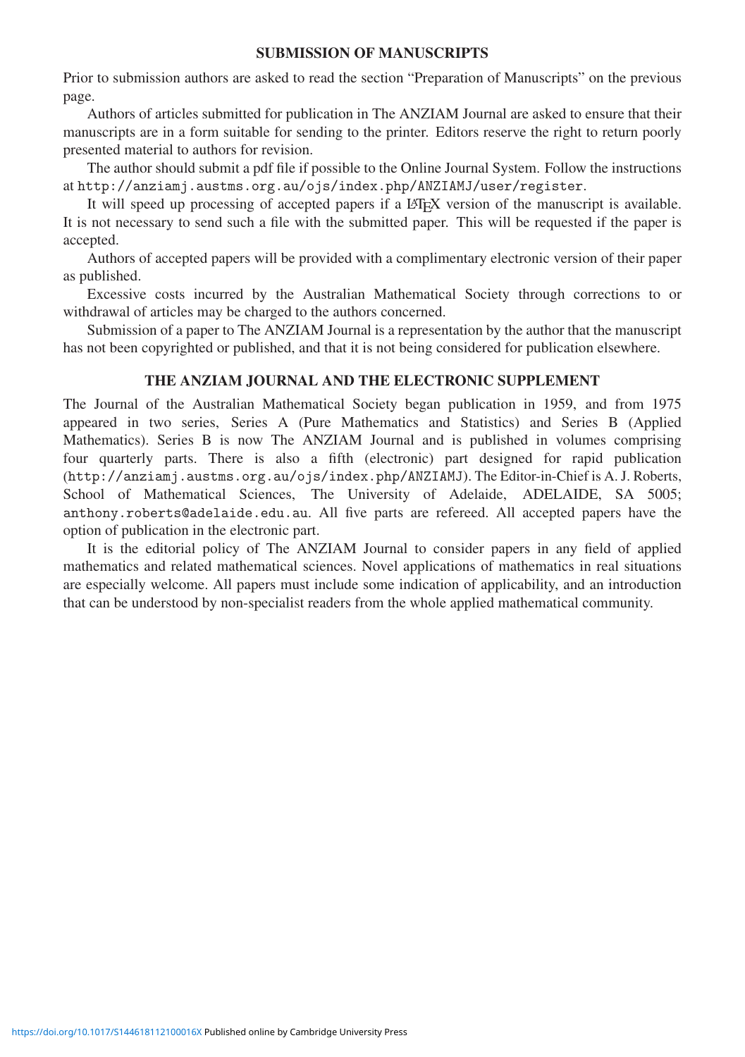## SUBMISSION OF MANUSCRIPTS

Prior to submission authors are asked to read the section "Preparation of Manuscripts" on the previous page.

Authors of articles submitted for publication in The ANZIAM Journal are asked to ensure that their manuscripts are in a form suitable for sending to the printer. Editors reserve the right to return poorly presented material to authors for revision.

The author should submit a pdf file if possible to the Online Journal System. Follow the instructions at `http://anziamj.austms.org.au/ojs/index.php/ANZIAMJ/user/register`.

It will speed up processing of accepted papers if a LaTeX version of the manuscript is available. It is not necessary to send such a file with the submitted paper. This will be requested if the paper is accepted.

Authors of accepted papers will be provided with a complimentary electronic version of their paper as published.

Excessive costs incurred by the Australian Mathematical Society through corrections to or withdrawal of articles may be charged to the authors concerned.

Submission of a paper to The ANZIAM Journal is a representation by the author that the manuscript has not been copyrighted or published, and that it is not being considered for publication elsewhere.

## THE ANZIAM JOURNAL AND THE ELECTRONIC SUPPLEMENT

The Journal of the Australian Mathematical Society began publication in 1959, and from 1975 appeared in two series, Series A (Pure Mathematics and Statistics) and Series B (Applied Mathematics). Series B is now The ANZIAM Journal and is published in volumes comprising four quarterly parts. There is also a fifth (electronic) part designed for rapid publication (`http://anziamj.austms.org.au/ojs/index.php/ANZIAMJ`). The Editor-in-Chief is A. J. Roberts, School of Mathematical Sciences, The University of Adelaide, ADELAIDE, SA 5005; `anthony.roberts@adelaide.edu.au`. All five parts are refereed. All accepted papers have the option of publication in the electronic part.

It is the editorial policy of The ANZIAM Journal to consider papers in any field of applied mathematics and related mathematical sciences. Novel applications of mathematics in real situations are especially welcome. All papers must include some indication of applicability, and an introduction that can be understood by non-specialist readers from the whole applied mathematical community.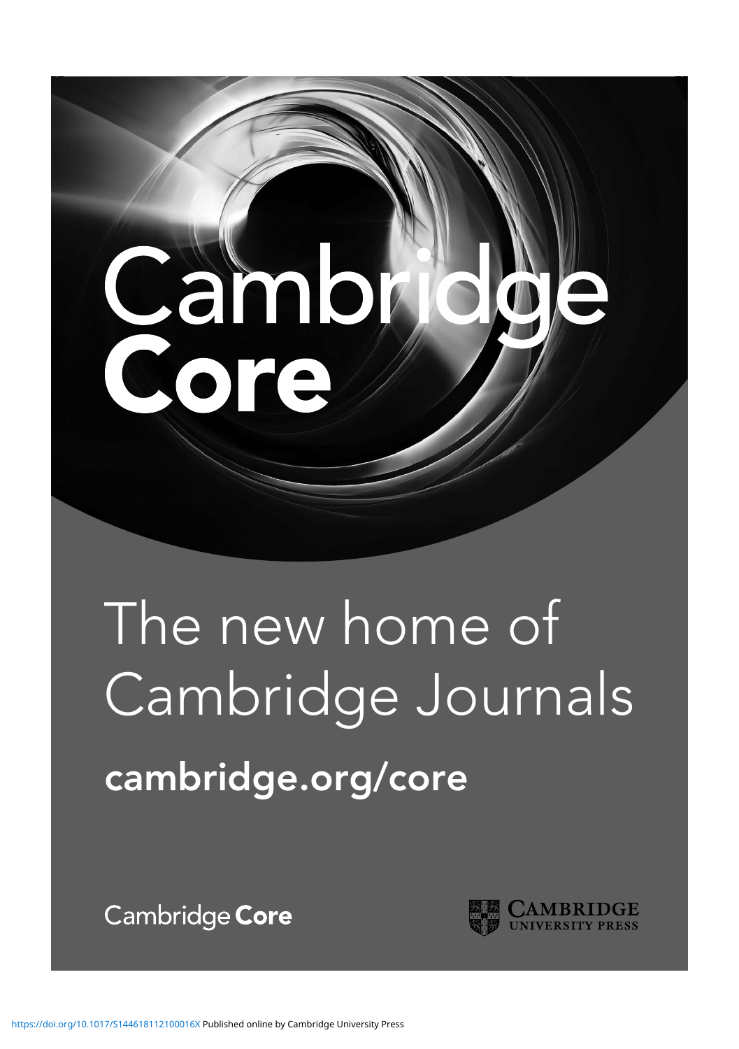# Cambridge Core

The new home of Cambridge Journals

**cambridge.org/core**

Cambridge **Core**

CAMBRIDGE UNIVERSITY PRESS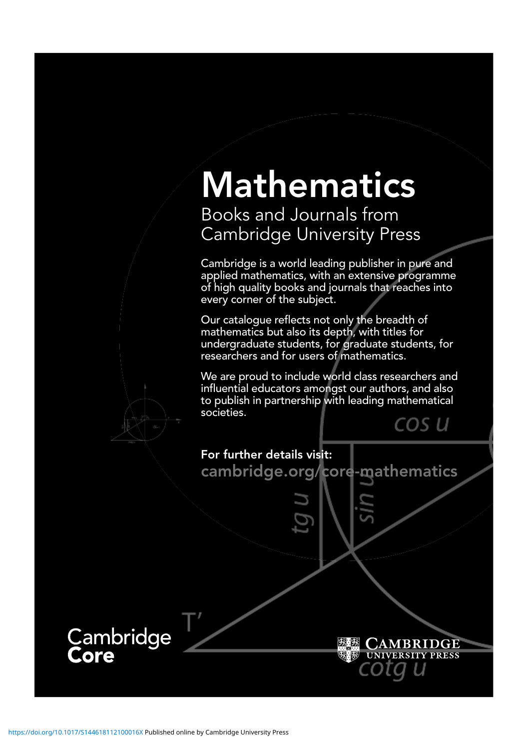# Mathematics

## Books and Journals from Cambridge University Press

Cambridge is a world leading publisher in pure and applied mathematics, with an extensive programme of high quality books and journals that reaches into every corner of the subject.

Our catalogue reflects not only the breadth of mathematics but also its depth, with titles for undergraduate students, for graduate students, for researchers and for users of mathematics.

We are proud to include world class researchers and influential educators amongst our authors, and also to publish in partnership with leading mathematical societies.

**For further details visit:**

**cambridge.org/core-mathematics**

Cambridge Core

CAMBRIDGE UNIVERSITY PRESS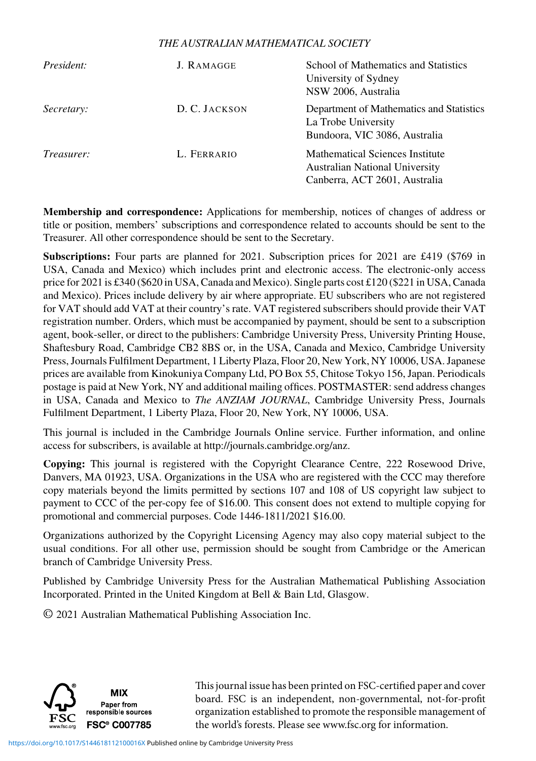*THE AUSTRALIAN MATHEMATICAL SOCIETY*

| | | |
|---|---|---|
| *President:* | J. RAMAGGE | School of Mathematics and Statistics<br>University of Sydney<br>NSW 2006, Australia |
| *Secretary:* | D. C. JACKSON | Department of Mathematics and Statistics<br>La Trobe University<br>Bundoora, VIC 3086, Australia |
| *Treasurer:* | L. FERRARIO | Mathematical Sciences Institute<br>Australian National University<br>Canberra, ACT 2601, Australia |

**Membership and correspondence:** Applications for membership, notices of changes of address or title or position, members' subscriptions and correspondence related to accounts should be sent to the Treasurer. All other correspondence should be sent to the Secretary.

**Subscriptions:** Four parts are planned for 2021. Subscription prices for 2021 are £419 ($769 in USA, Canada and Mexico) which includes print and electronic access. The electronic-only access price for 2021 is £340 ($620 in USA, Canada and Mexico). Single parts cost £120 ($221 in USA, Canada and Mexico). Prices include delivery by air where appropriate. EU subscribers who are not registered for VAT should add VAT at their country's rate. VAT registered subscribers should provide their VAT registration number. Orders, which must be accompanied by payment, should be sent to a subscription agent, book-seller, or direct to the publishers: Cambridge University Press, University Printing House, Shaftesbury Road, Cambridge CB2 8BS or, in the USA, Canada and Mexico, Cambridge University Press, Journals Fulfilment Department, 1 Liberty Plaza, Floor 20, New York, NY 10006, USA. Japanese prices are available from Kinokuniya Company Ltd, PO Box 55, Chitose Tokyo 156, Japan. Periodicals postage is paid at New York, NY and additional mailing offices. POSTMASTER: send address changes in USA, Canada and Mexico to *The ANZIAM JOURNAL*, Cambridge University Press, Journals Fulfilment Department, 1 Liberty Plaza, Floor 20, New York, NY 10006, USA.

This journal is included in the Cambridge Journals Online service. Further information, and online access for subscribers, is available at http://journals.cambridge.org/anz.

**Copying:** This journal is registered with the Copyright Clearance Centre, 222 Rosewood Drive, Danvers, MA 01923, USA. Organizations in the USA who are registered with the CCC may therefore copy materials beyond the limits permitted by sections 107 and 108 of US copyright law subject to payment to CCC of the per-copy fee of $16.00. This consent does not extend to multiple copying for promotional and commercial purposes. Code 1446-1811/2021 $16.00.

Organizations authorized by the Copyright Licensing Agency may also copy material subject to the usual conditions. For all other use, permission should be sought from Cambridge or the American branch of Cambridge University Press.

Published by Cambridge University Press for the Australian Mathematical Publishing Association Incorporated. Printed in the United Kingdom at Bell & Bain Ltd, Glasgow.

© 2021 Australian Mathematical Publishing Association Inc.

FSC www.fsc.org MIX Paper from responsible sources FSC® C007785

This journal issue has been printed on FSC-certified paper and cover board. FSC is an independent, non-governmental, not-for-profit organization established to promote the responsible management of the world's forests. Please see www.fsc.org for information.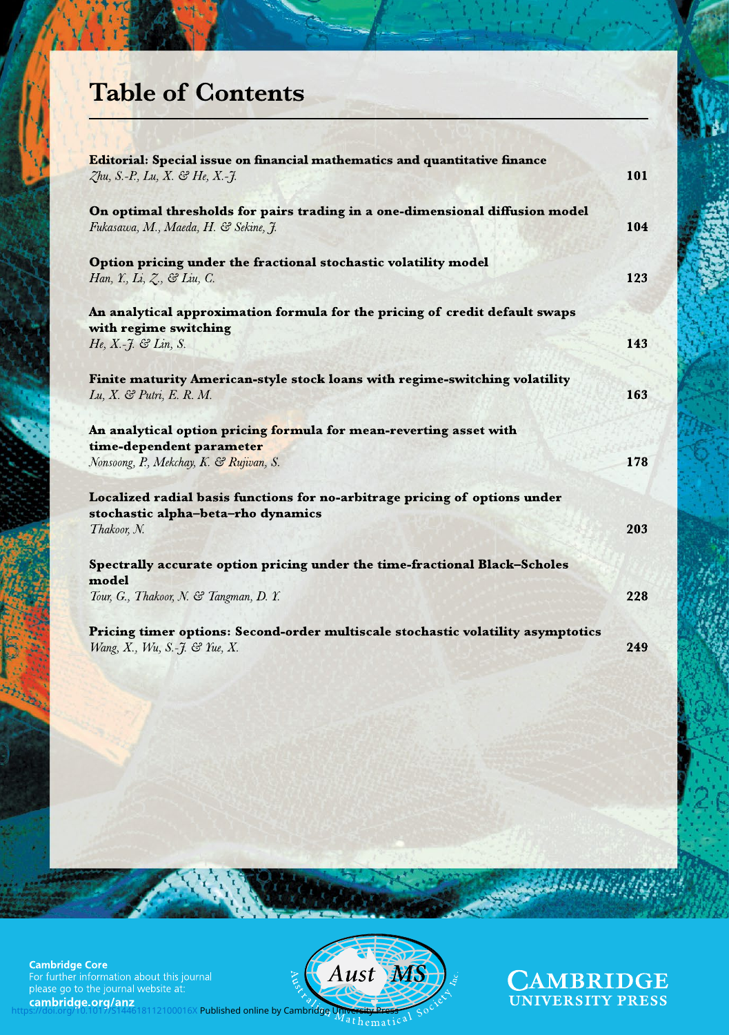# Table of Contents

**Editorial: Special issue on financial mathematics and quantitative finance**
*Zhu, S.-P., Lu, X. & He, X.-J.* — 101

**On optimal thresholds for pairs trading in a one-dimensional diffusion model**
*Fukasawa, M., Maeda, H. & Sekine, J.* — 104

**Option pricing under the fractional stochastic volatility model**
*Han, Y., Li, Z., & Liu, C.* — 123

**An analytical approximation formula for the pricing of credit default swaps with regime switching**
*He, X.-J. & Lin, S.* — 143

**Finite maturity American-style stock loans with regime-switching volatility**
*Lu, X. & Putri, E. R. M.* — 163

**An analytical option pricing formula for mean-reverting asset with time-dependent parameter**
*Nonsoong, P., Mekchay, K. & Rujivan, S.* — 178

**Localized radial basis functions for no-arbitrage pricing of options under stochastic alpha–beta–rho dynamics**
*Thakoor, N.* — 203

**Spectrally accurate option pricing under the time-fractional Black–Scholes model**
*Tour, G., Thakoor, N. & Tangman, D. Y.* — 228

**Pricing timer options: Second-order multiscale stochastic volatility asymptotics**
*Wang, X., Wu, S.-J. & Yue, X.* — 249

**Cambridge Core**
For further information about this journal please go to the journal website at:
**cambridge.org/anz**

https://doi.org/10.1017/S144618112100016X Published online by Cambridge University Press

Aust MS — Australian Mathematical Society Inc.

CAMBRIDGE UNIVERSITY PRESS